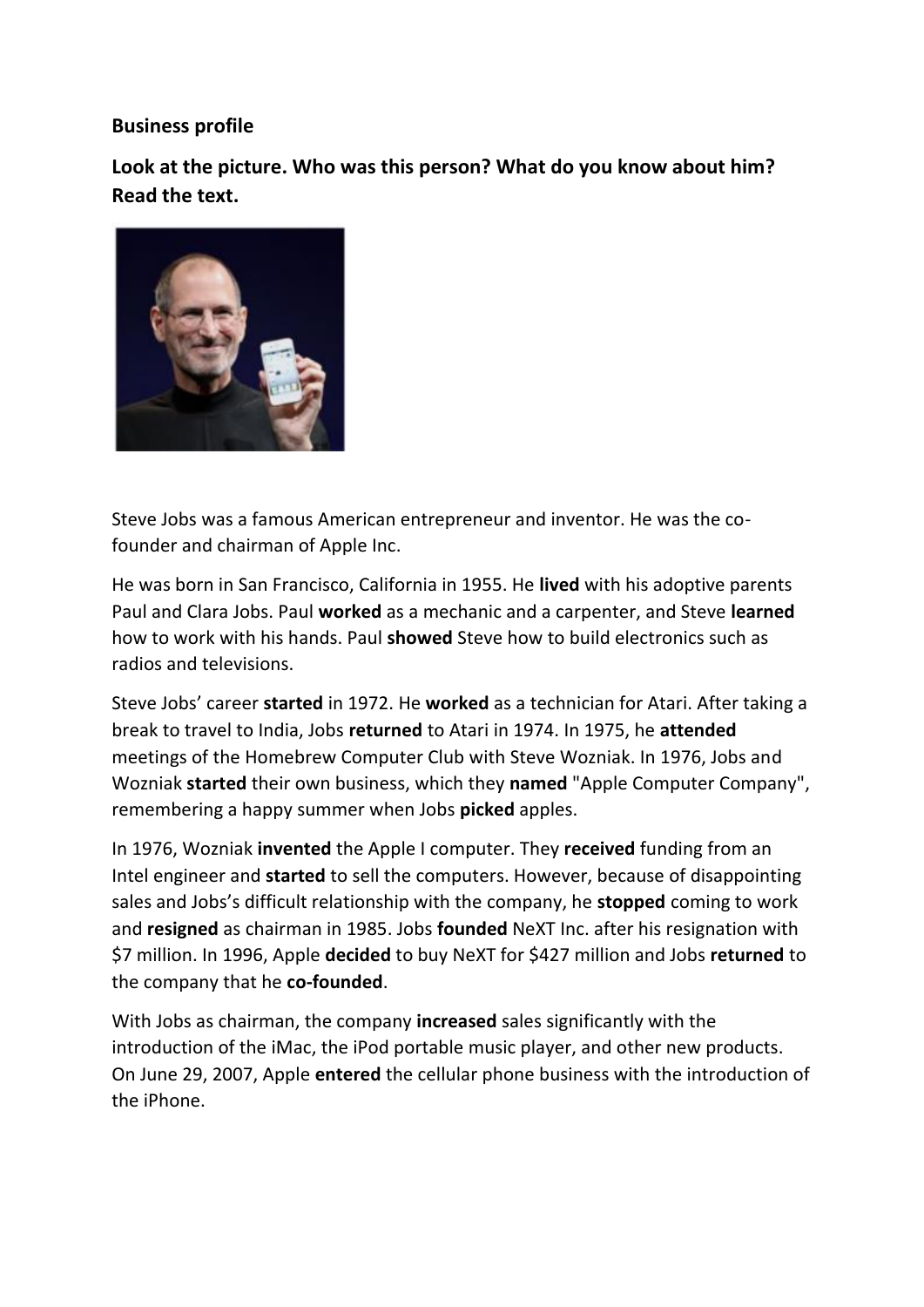**Business profile**

**Look at the picture. Who was this person? What do you know about him? Read the text.**

Steve Jobs was a famous American entrepreneur and inventor. He was the co-founder and chairman of Apple Inc.

He was born in San Francisco, California in 1955. He **lived** with his adoptive parents Paul and Clara Jobs. Paul **worked** as a mechanic and a carpenter, and Steve **learned** how to work with his hands. Paul **showed** Steve how to build electronics such as radios and televisions.

Steve Jobs' career **started** in 1972. He **worked** as a technician for Atari. After taking a break to travel to India, Jobs **returned** to Atari in 1974. In 1975, he **attended** meetings of the Homebrew Computer Club with Steve Wozniak. In 1976, Jobs and Wozniak **started** their own business, which they **named** "Apple Computer Company", remembering a happy summer when Jobs **picked** apples.

In 1976, Wozniak **invented** the Apple I computer. They **received** funding from an Intel engineer and **started** to sell the computers. However, because of disappointing sales and Jobs's difficult relationship with the company, he **stopped** coming to work and **resigned** as chairman in 1985. Jobs **founded** NeXT Inc. after his resignation with $7 million. In 1996, Apple **decided** to buy NeXT for $427 million and Jobs **returned** to the company that he **co-founded**.

With Jobs as chairman, the company **increased** sales significantly with the introduction of the iMac, the iPod portable music player, and other new products. On June 29, 2007, Apple **entered** the cellular phone business with the introduction of the iPhone.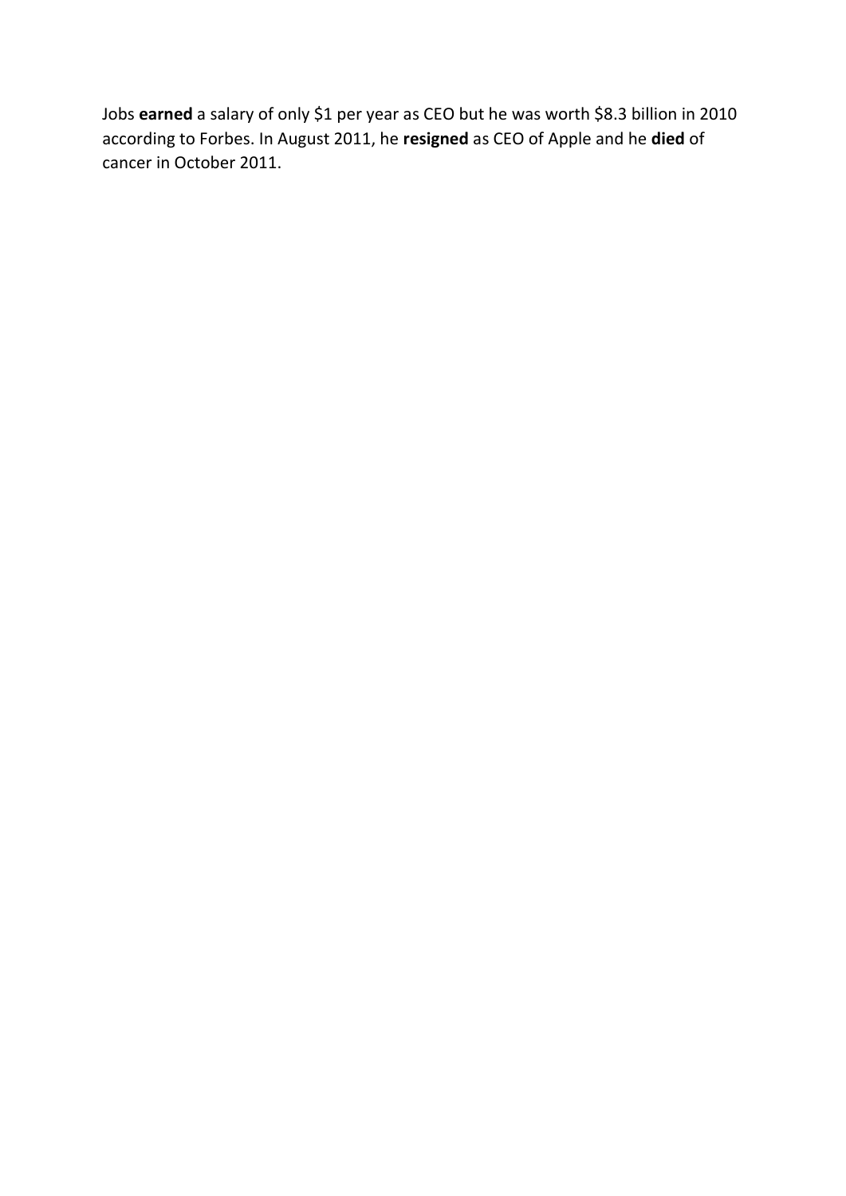Jobs **earned** a salary of only $1 per year as CEO but he was worth $8.3 billion in 2010 according to Forbes. In August 2011, he **resigned** as CEO of Apple and he **died** of cancer in October 2011.